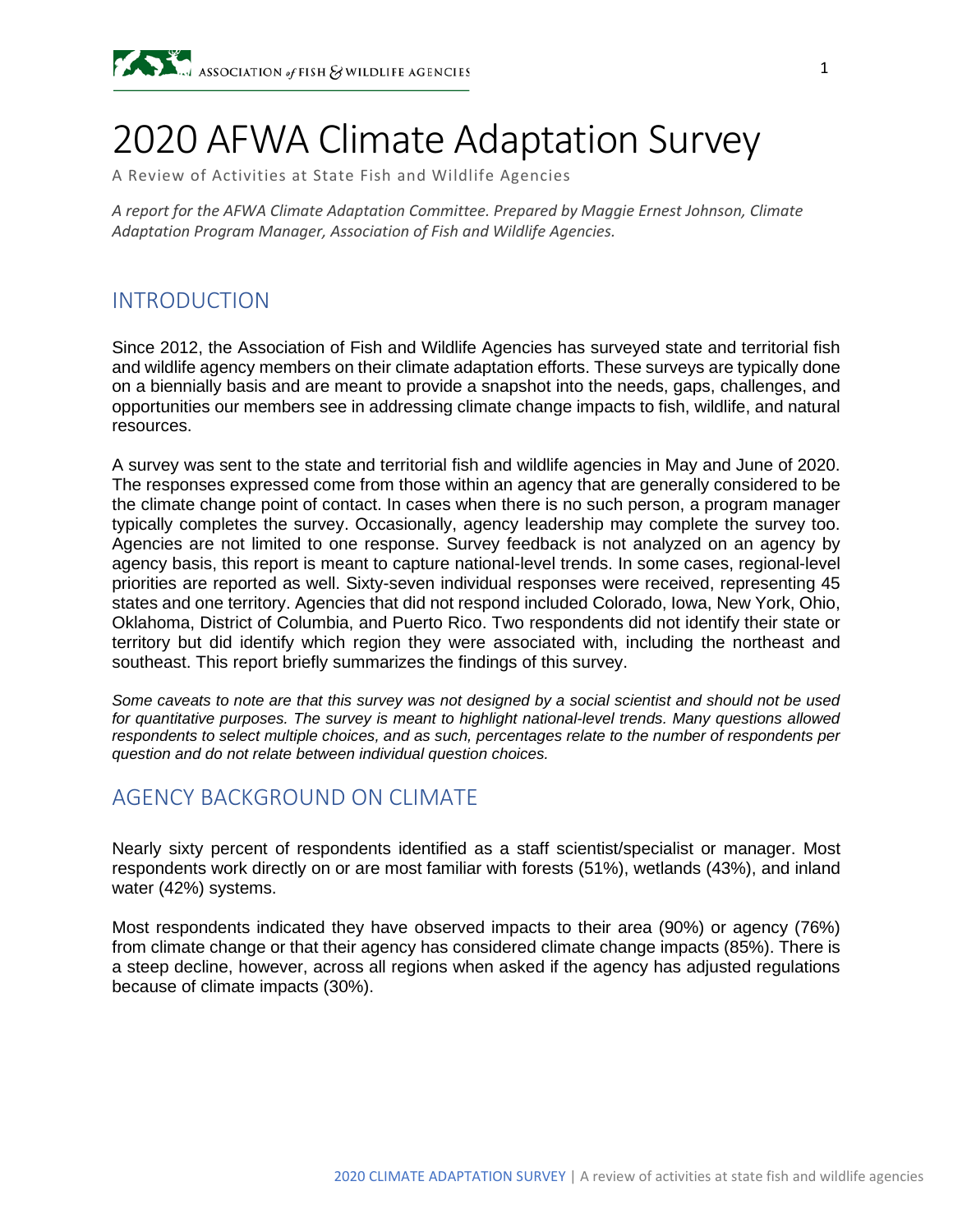# 2020 AFWA Climate Adaptation Survey

A Review of Activities at State Fish and Wildlife Agencies

*A report for the AFWA Climate Adaptation Committee. Prepared by Maggie Ernest Johnson, Climate Adaptation Program Manager, Association of Fish and Wildlife Agencies.*

## INTRODUCTION

Since 2012, the Association of Fish and Wildlife Agencies has surveyed state and territorial fish and wildlife agency members on their climate adaptation efforts. These surveys are typically done on a biennially basis and are meant to provide a snapshot into the needs, gaps, challenges, and opportunities our members see in addressing climate change impacts to fish, wildlife, and natural resources.

A survey was sent to the state and territorial fish and wildlife agencies in May and June of 2020. The responses expressed come from those within an agency that are generally considered to be the climate change point of contact. In cases when there is no such person, a program manager typically completes the survey. Occasionally, agency leadership may complete the survey too. Agencies are not limited to one response. Survey feedback is not analyzed on an agency by agency basis, this report is meant to capture national-level trends. In some cases, regional-level priorities are reported as well. Sixty-seven individual responses were received, representing 45 states and one territory. Agencies that did not respond included Colorado, Iowa, New York, Ohio, Oklahoma, District of Columbia, and Puerto Rico. Two respondents did not identify their state or territory but did identify which region they were associated with, including the northeast and southeast. This report briefly summarizes the findings of this survey.

*Some caveats to note are that this survey was not designed by a social scientist and should not be used for quantitative purposes. The survey is meant to highlight national-level trends. Many questions allowed respondents to select multiple choices, and as such, percentages relate to the number of respondents per question and do not relate between individual question choices.*

## AGENCY BACKGROUND ON CLIMATE

Nearly sixty percent of respondents identified as a staff scientist/specialist or manager. Most respondents work directly on or are most familiar with forests (51%), wetlands (43%), and inland water (42%) systems.

Most respondents indicated they have observed impacts to their area (90%) or agency (76%) from climate change or that their agency has considered climate change impacts (85%). There is a steep decline, however, across all regions when asked if the agency has adjusted regulations because of climate impacts (30%).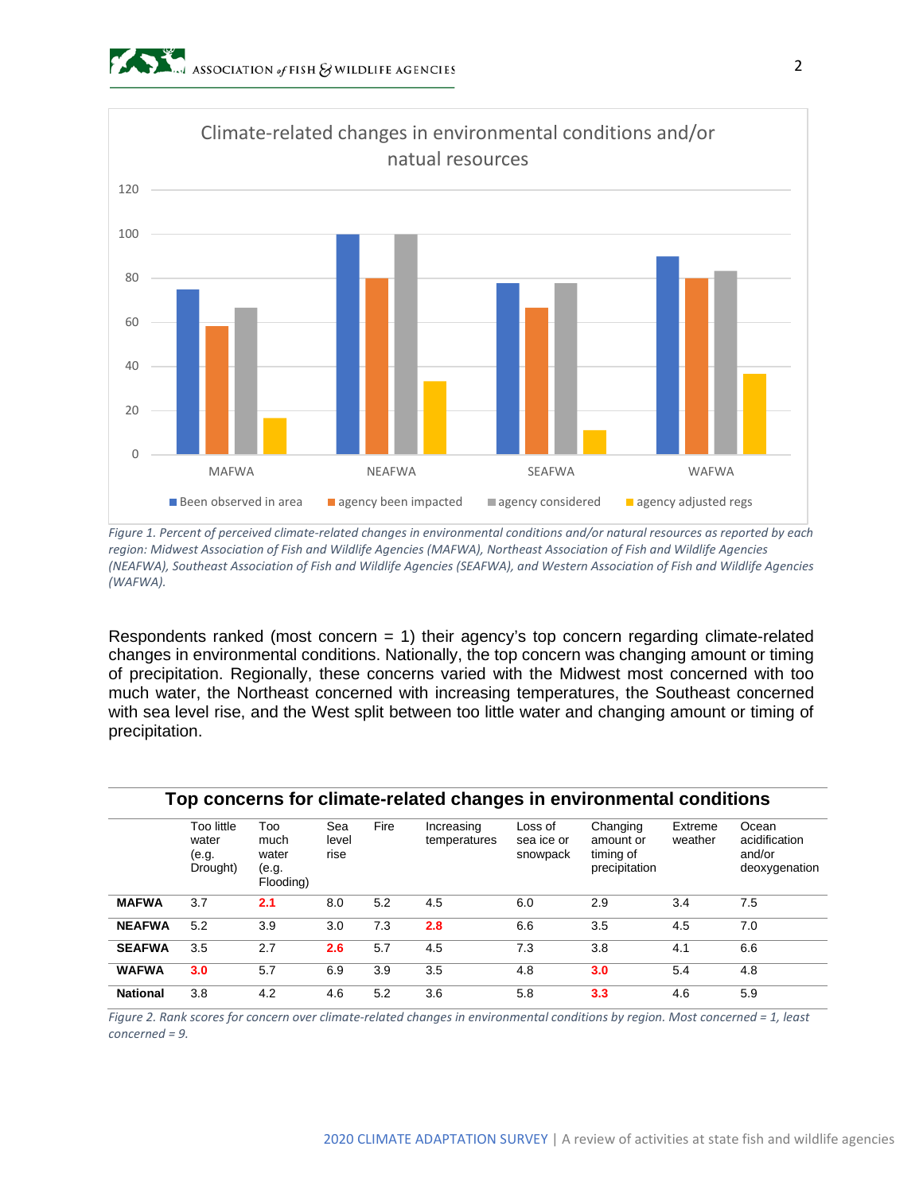Climate-related changes in environmental conditions and/or natual resources

*Figure 1. Percent of perceived climate-related changes in environmental conditions and/or natural resources as reported by each region: Midwest Association of Fish and Wildlife Agencies (MAFWA), Northeast Association of Fish and Wildlife Agencies (NEAFWA), Southeast Association of Fish and Wildlife Agencies (SEAFWA), and Western Association of Fish and Wildlife Agencies (WAFWA).*

Respondents ranked (most concern = 1) their agency's top concern regarding climate-related changes in environmental conditions. Nationally, the top concern was changing amount or timing of precipitation. Regionally, these concerns varied with the Midwest most concerned with too much water, the Northeast concerned with increasing temperatures, the Southeast concerned with sea level rise, and the West split between too little water and changing amount or timing of precipitation.

**Top concerns for climate-related changes in environmental conditions**

| | Too little water (e.g. Drought) | Too much water (e.g. Flooding) | Sea level rise | Fire | Increasing temperatures | Loss of sea ice or snowpack | Changing amount or timing of precipitation | Extreme weather | Ocean acidification and/or deoxygenation |
|---|---|---|---|---|---|---|---|---|---|
| **MAFWA** | 3.7 | **2.1** | 8.0 | 5.2 | 4.5 | 6.0 | 2.9 | 3.4 | 7.5 |
| **NEAFWA** | 5.2 | 3.9 | 3.0 | 7.3 | **2.8** | 6.6 | 3.5 | 4.5 | 7.0 |
| **SEAFWA** | 3.5 | 2.7 | **2.6** | 5.7 | 4.5 | 7.3 | 3.8 | 4.1 | 6.6 |
| **WAFWA** | **3.0** | 5.7 | 6.9 | 3.9 | 3.5 | 4.8 | **3.0** | 5.4 | 4.8 |
| **National** | 3.8 | 4.2 | 4.6 | 5.2 | 3.6 | 5.8 | **3.3** | 4.6 | 5.9 |

*Figure 2. Rank scores for concern over climate-related changes in environmental conditions by region. Most concerned = 1, least concerned = 9.*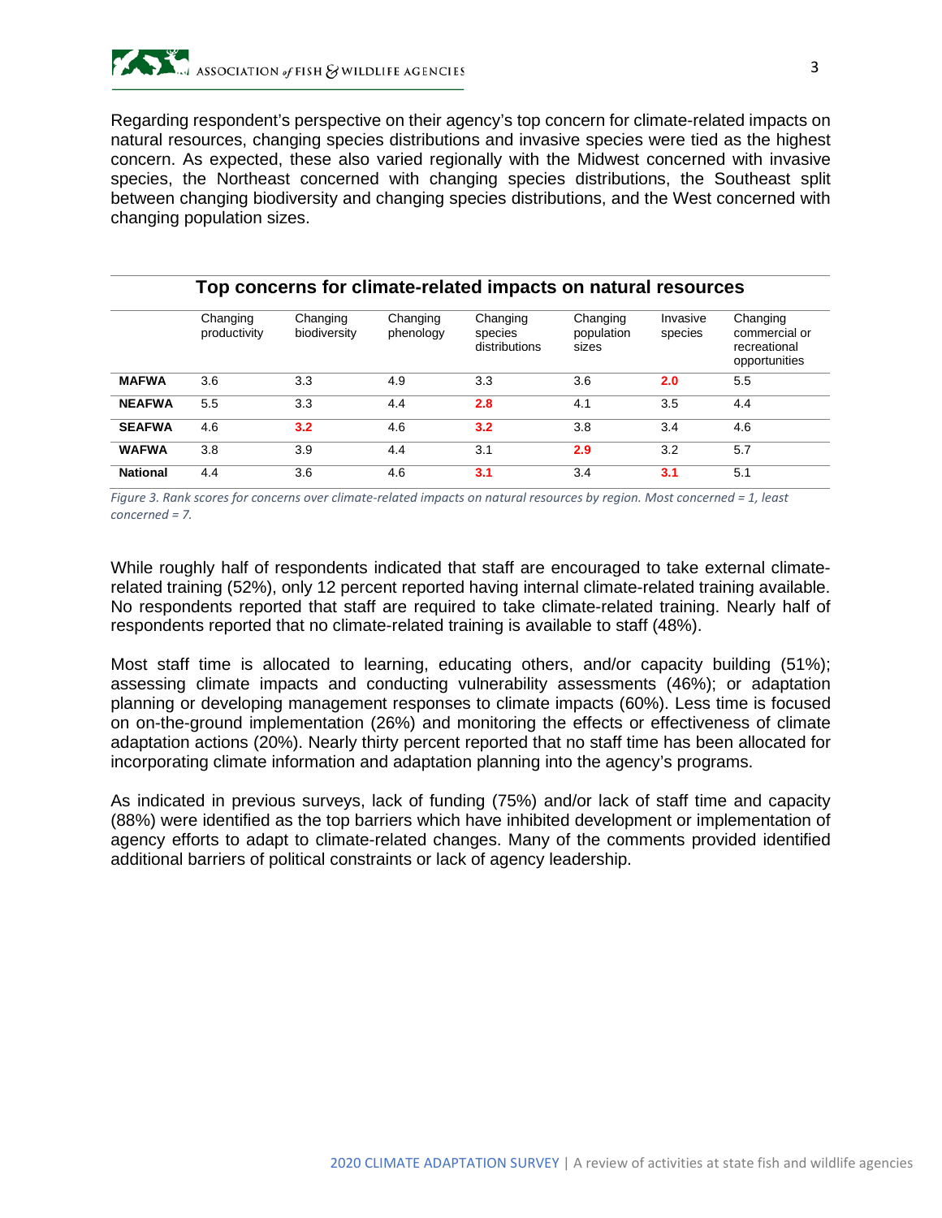Regarding respondent's perspective on their agency's top concern for climate-related impacts on natural resources, changing species distributions and invasive species were tied as the highest concern. As expected, these also varied regionally with the Midwest concerned with invasive species, the Northeast concerned with changing species distributions, the Southeast split between changing biodiversity and changing species distributions, and the West concerned with changing population sizes.

**Top concerns for climate-related impacts on natural resources**

| | Changing productivity | Changing biodiversity | Changing phenology | Changing species distributions | Changing population sizes | Invasive species | Changing commercial or recreational opportunities |
|---|---|---|---|---|---|---|---|
| **MAFWA** | 3.6 | 3.3 | 4.9 | 3.3 | 3.6 | **2.0** | 5.5 |
| **NEAFWA** | 5.5 | 3.3 | 4.4 | **2.8** | 4.1 | 3.5 | 4.4 |
| **SEAFWA** | 4.6 | **3.2** | 4.6 | **3.2** | 3.8 | 3.4 | 4.6 |
| **WAFWA** | 3.8 | 3.9 | 4.4 | 3.1 | **2.9** | 3.2 | 5.7 |
| **National** | 4.4 | 3.6 | 4.6 | **3.1** | 3.4 | **3.1** | 5.1 |

*Figure 3. Rank scores for concerns over climate-related impacts on natural resources by region. Most concerned = 1, least concerned = 7.*

While roughly half of respondents indicated that staff are encouraged to take external climate-related training (52%), only 12 percent reported having internal climate-related training available. No respondents reported that staff are required to take climate-related training. Nearly half of respondents reported that no climate-related training is available to staff (48%).

Most staff time is allocated to learning, educating others, and/or capacity building (51%); assessing climate impacts and conducting vulnerability assessments (46%); or adaptation planning or developing management responses to climate impacts (60%). Less time is focused on on-the-ground implementation (26%) and monitoring the effects or effectiveness of climate adaptation actions (20%). Nearly thirty percent reported that no staff time has been allocated for incorporating climate information and adaptation planning into the agency's programs.

As indicated in previous surveys, lack of funding (75%) and/or lack of staff time and capacity (88%) were identified as the top barriers which have inhibited development or implementation of agency efforts to adapt to climate-related changes. Many of the comments provided identified additional barriers of political constraints or lack of agency leadership.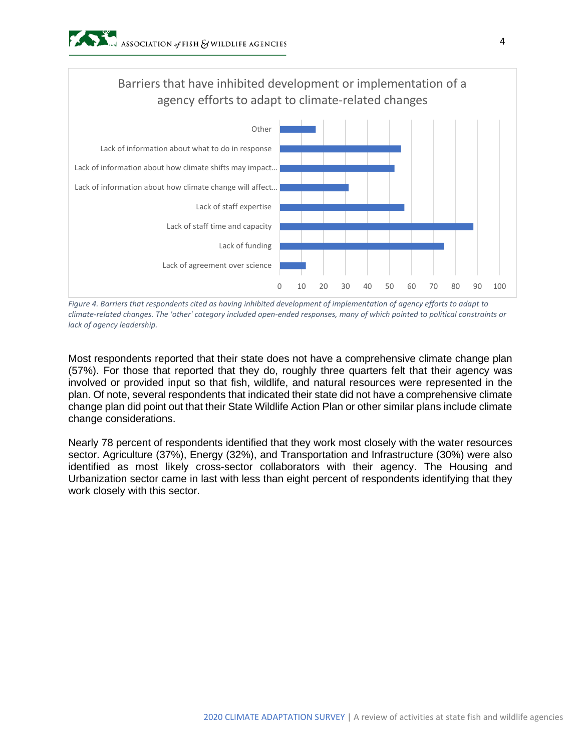Barriers that have inhibited development or implementation of a agency efforts to adapt to climate-related changes

| Barrier | Value |
| --- | --- |
| Other | 16 |
| Lack of information about what to do in response | 55 |
| Lack of information about how climate shifts may impact... | 52 |
| Lack of information about how climate change will affect... | 31 |
| Lack of staff expertise | 56 |
| Lack of staff time and capacity | 88 |
| Lack of funding | 74 |
| Lack of agreement over science | 12 |

*Figure 4. Barriers that respondents cited as having inhibited development of implementation of agency efforts to adapt to climate-related changes. The 'other' category included open-ended responses, many of which pointed to political constraints or lack of agency leadership.*

Most respondents reported that their state does not have a comprehensive climate change plan (57%). For those that reported that they do, roughly three quarters felt that their agency was involved or provided input so that fish, wildlife, and natural resources were represented in the plan. Of note, several respondents that indicated their state did not have a comprehensive climate change plan did point out that their State Wildlife Action Plan or other similar plans include climate change considerations.

Nearly 78 percent of respondents identified that they work most closely with the water resources sector. Agriculture (37%), Energy (32%), and Transportation and Infrastructure (30%) were also identified as most likely cross-sector collaborators with their agency. The Housing and Urbanization sector came in last with less than eight percent of respondents identifying that they work closely with this sector.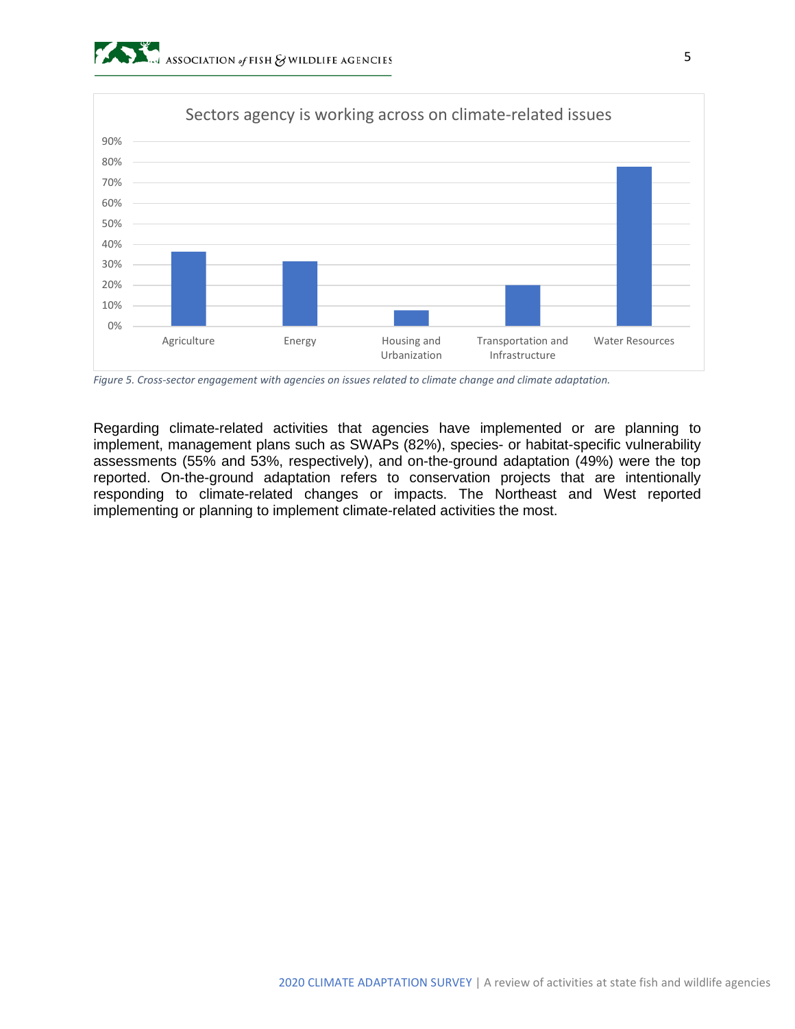*Figure 5. Cross-sector engagement with agencies on issues related to climate change and climate adaptation.*

Regarding climate-related activities that agencies have implemented or are planning to implement, management plans such as SWAPs (82%), species- or habitat-specific vulnerability assessments (55% and 53%, respectively), and on-the-ground adaptation (49%) were the top reported. On-the-ground adaptation refers to conservation projects that are intentionally responding to climate-related changes or impacts. The Northeast and West reported implementing or planning to implement climate-related activities the most.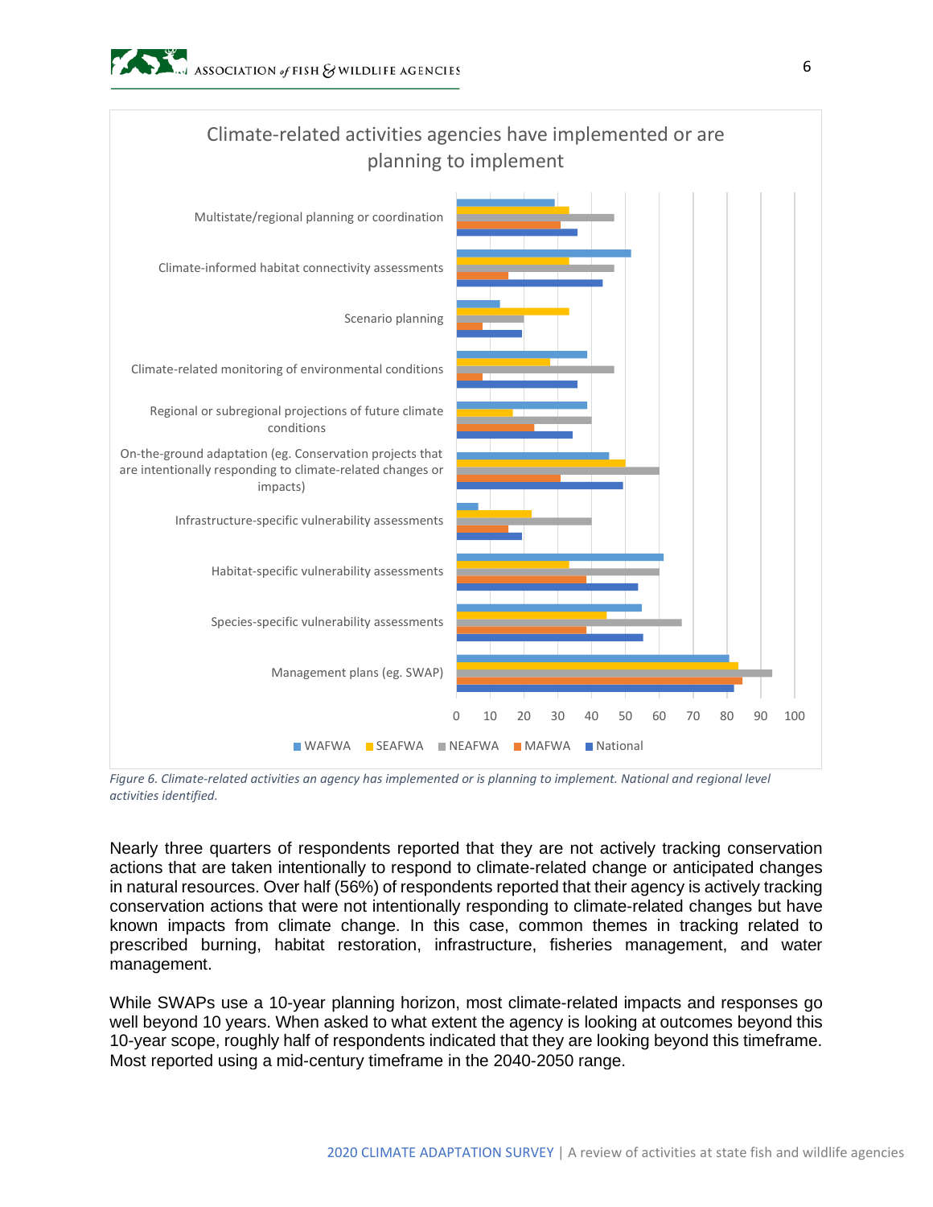Climate-related activities agencies have implemented or are planning to implement

Figure 6. Climate-related activities an agency has implemented or is planning to implement. National and regional level activities identified.

Nearly three quarters of respondents reported that they are not actively tracking conservation actions that are taken intentionally to respond to climate-related change or anticipated changes in natural resources. Over half (56%) of respondents reported that their agency is actively tracking conservation actions that were not intentionally responding to climate-related changes but have known impacts from climate change. In this case, common themes in tracking related to prescribed burning, habitat restoration, infrastructure, fisheries management, and water management.

While SWAPs use a 10-year planning horizon, most climate-related impacts and responses go well beyond 10 years. When asked to what extent the agency is looking at outcomes beyond this 10-year scope, roughly half of respondents indicated that they are looking beyond this timeframe. Most reported using a mid-century timeframe in the 2040-2050 range.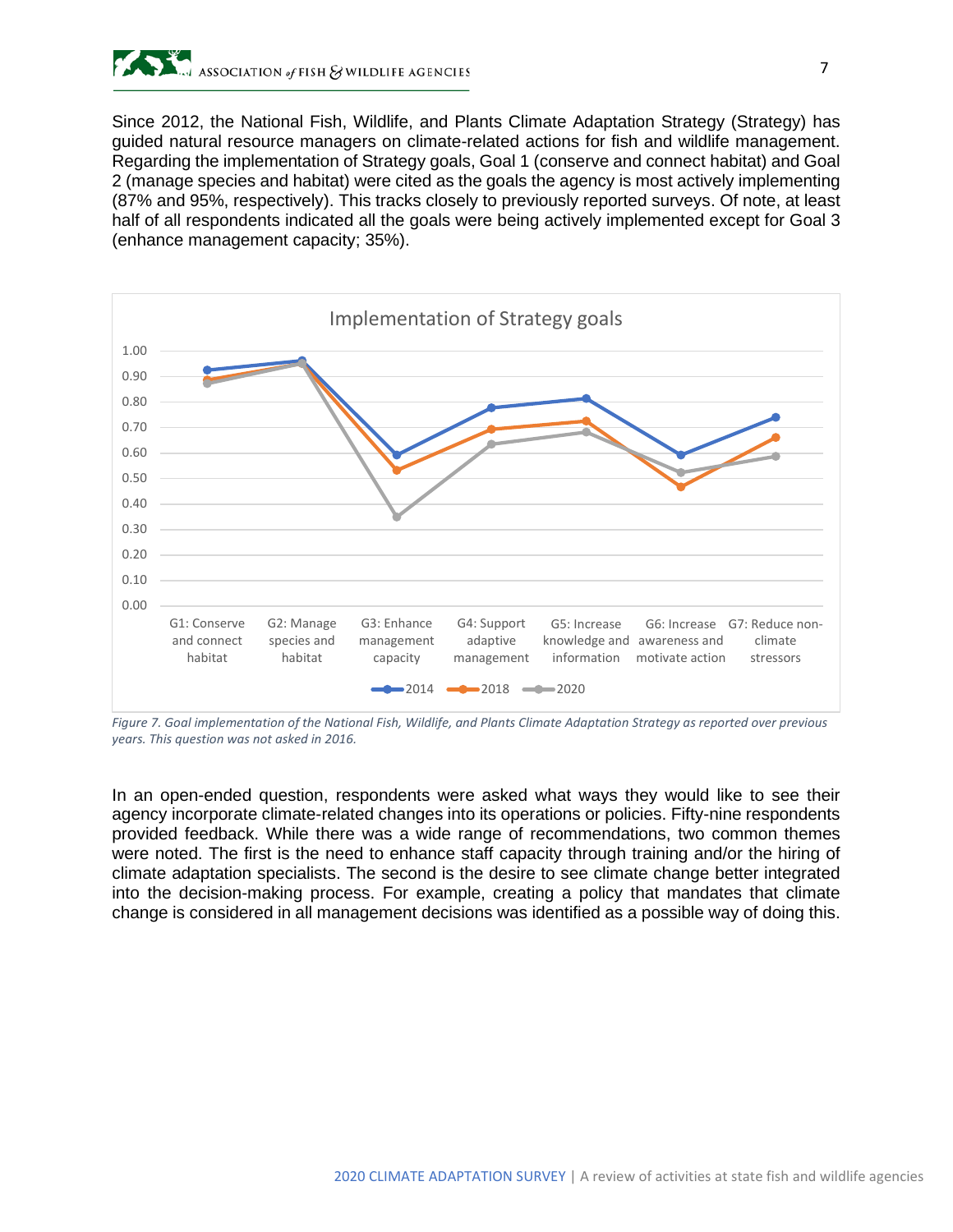Since 2012, the National Fish, Wildlife, and Plants Climate Adaptation Strategy (Strategy) has guided natural resource managers on climate-related actions for fish and wildlife management. Regarding the implementation of Strategy goals, Goal 1 (conserve and connect habitat) and Goal 2 (manage species and habitat) were cited as the goals the agency is most actively implementing (87% and 95%, respectively). This tracks closely to previously reported surveys. Of note, at least half of all respondents indicated all the goals were being actively implemented except for Goal 3 (enhance management capacity; 35%).

*Figure 7. Goal implementation of the National Fish, Wildlife, and Plants Climate Adaptation Strategy as reported over previous years. This question was not asked in 2016.*

In an open-ended question, respondents were asked what ways they would like to see their agency incorporate climate-related changes into its operations or policies. Fifty-nine respondents provided feedback. While there was a wide range of recommendations, two common themes were noted. The first is the need to enhance staff capacity through training and/or the hiring of climate adaptation specialists. The second is the desire to see climate change better integrated into the decision-making process. For example, creating a policy that mandates that climate change is considered in all management decisions was identified as a possible way of doing this.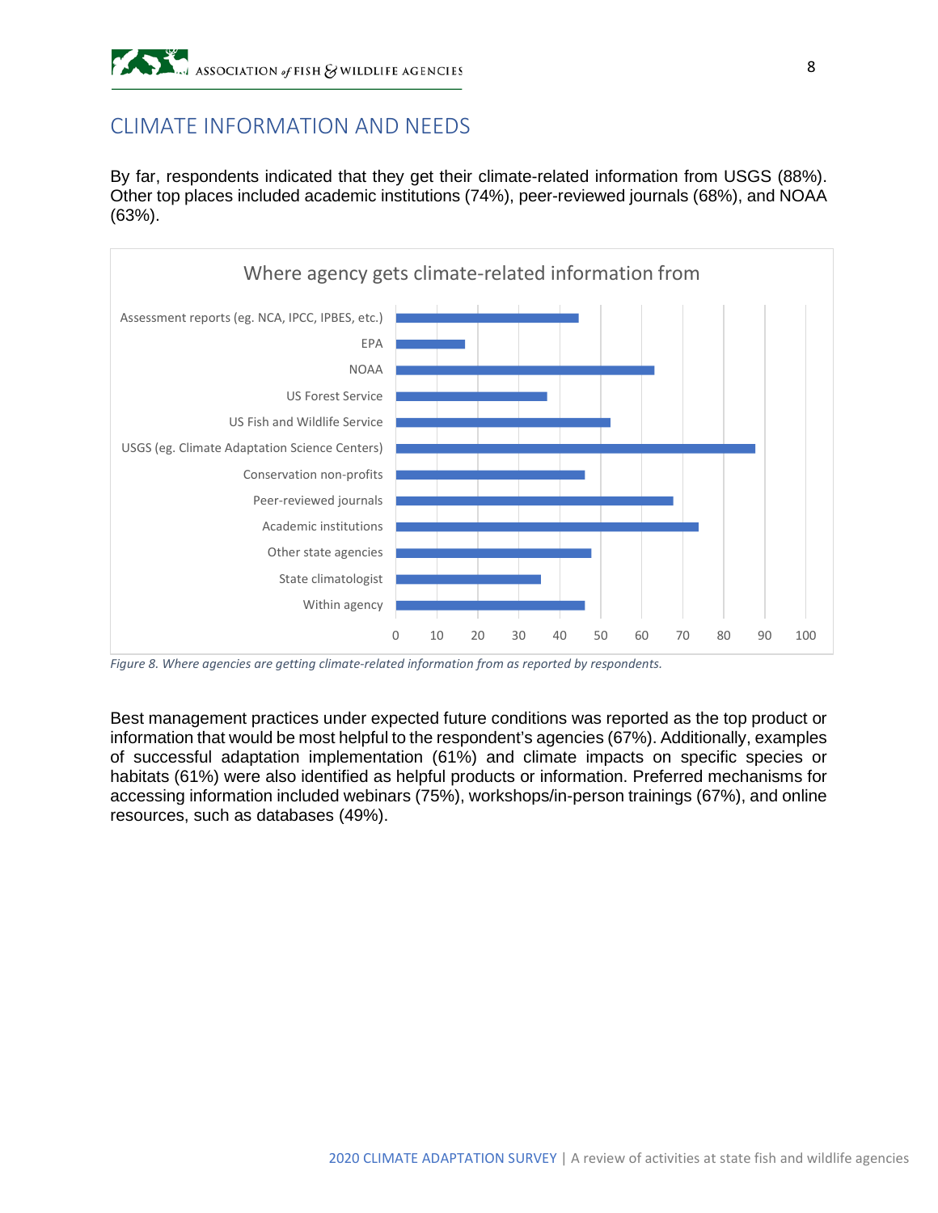## CLIMATE INFORMATION AND NEEDS

By far, respondents indicated that they get their climate-related information from USGS (88%). Other top places included academic institutions (74%), peer-reviewed journals (68%), and NOAA (63%).

*Figure 8. Where agencies are getting climate-related information from as reported by respondents.*

Best management practices under expected future conditions was reported as the top product or information that would be most helpful to the respondent's agencies (67%). Additionally, examples of successful adaptation implementation (61%) and climate impacts on specific species or habitats (61%) were also identified as helpful products or information. Preferred mechanisms for accessing information included webinars (75%), workshops/in-person trainings (67%), and online resources, such as databases (49%).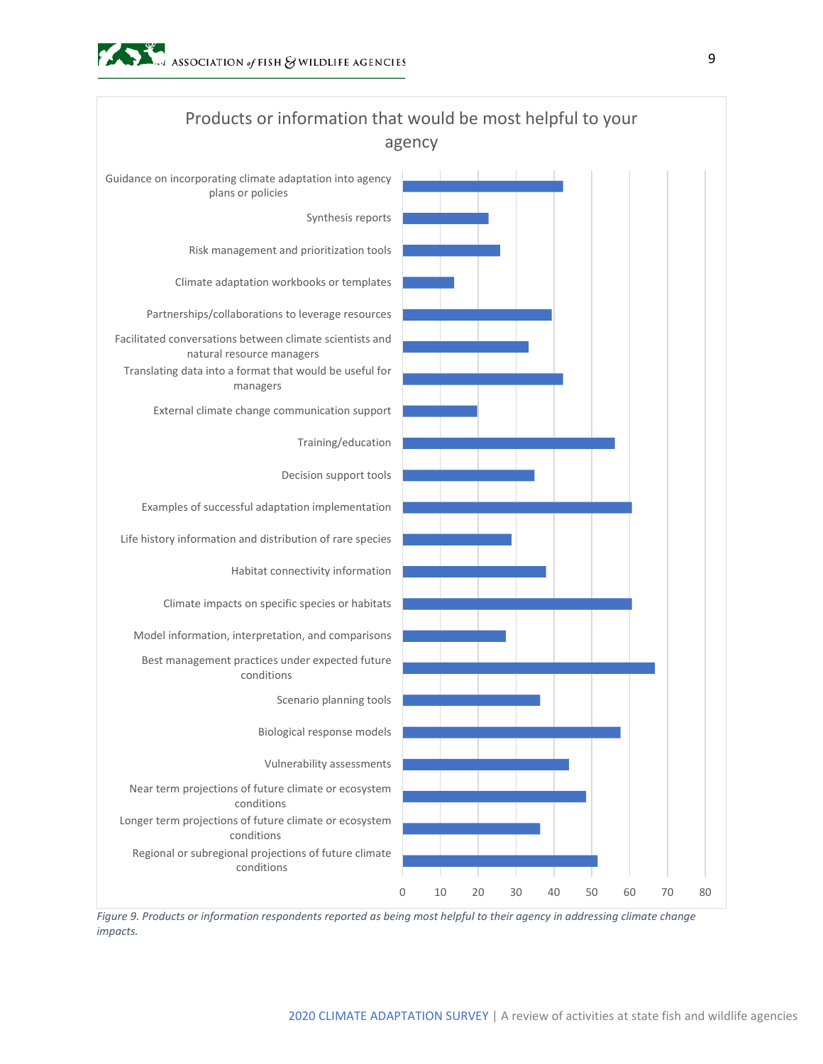## Products or information that would be most helpful to your agency

| Product or information | Approximate responses |
| --- | --- |
| Guidance on incorporating climate adaptation into agency plans or policies | 42 |
| Synthesis reports | 23 |
| Risk management and prioritization tools | 26 |
| Climate adaptation workbooks or templates | 14 |
| Partnerships/collaborations to leverage resources | 39 |
| Facilitated conversations between climate scientists and natural resource managers | 33 |
| Translating data into a format that would be useful for managers | 42 |
| External climate change communication support | 20 |
| Training/education | 56 |
| Decision support tools | 35 |
| Examples of successful adaptation implementation | 61 |
| Life history information and distribution of rare species | 29 |
| Habitat connectivity information | 38 |
| Climate impacts on specific species or habitats | 61 |
| Model information, interpretation, and comparisons | 27 |
| Best management practices under expected future conditions | 67 |
| Scenario planning tools | 36 |
| Biological response models | 58 |
| Vulnerability assessments | 44 |
| Near term projections of future climate or ecosystem conditions | 49 |
| Longer term projections of future climate or ecosystem conditions | 36 |
| Regional or subregional projections of future climate conditions | 52 |

*Figure 9. Products or information respondents reported as being most helpful to their agency in addressing climate change impacts.*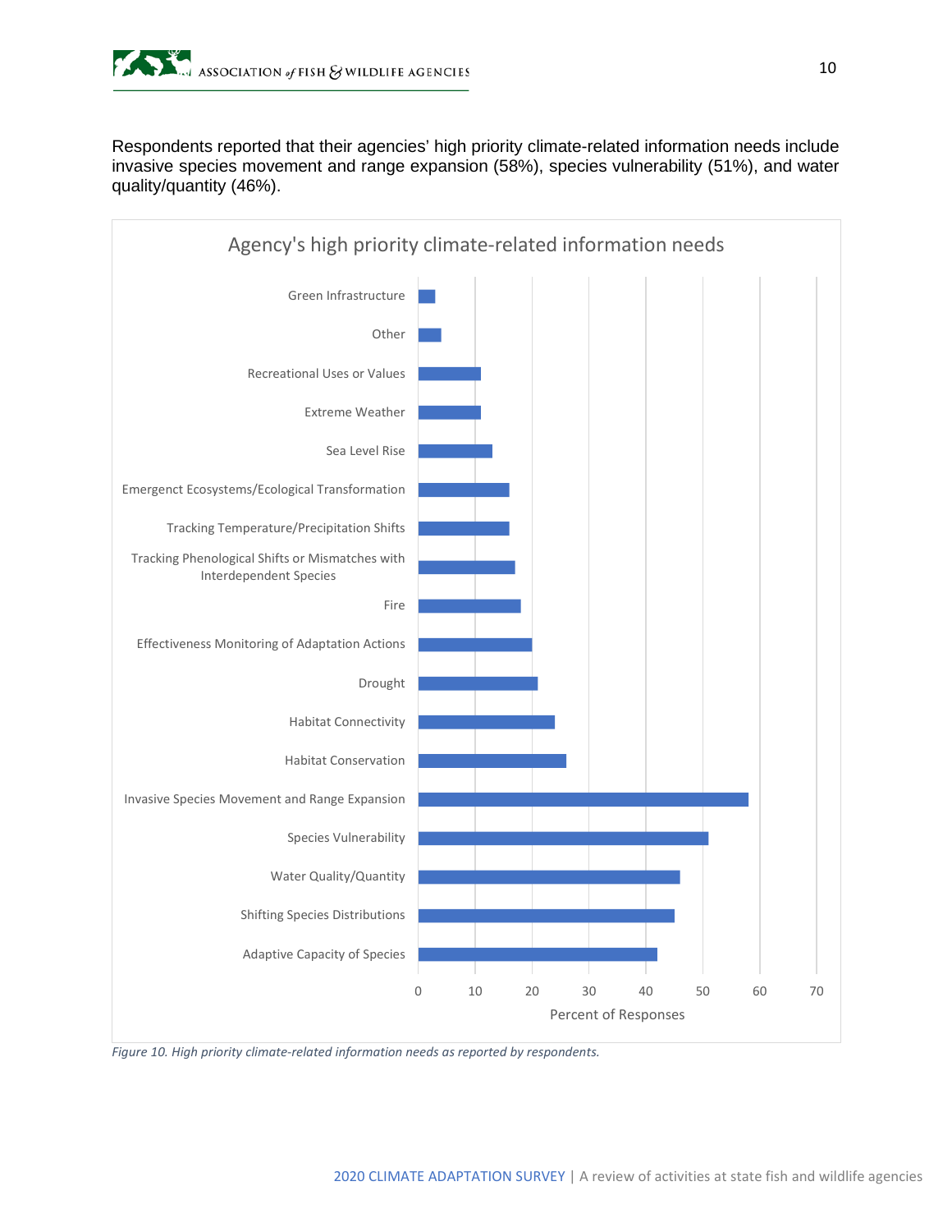Respondents reported that their agencies' high priority climate-related information needs include invasive species movement and range expansion (58%), species vulnerability (51%), and water quality/quantity (46%).

Agency's high priority climate-related information needs

| Information Need | Percent of Responses (approx.) |
|---|---|
| Green Infrastructure | 3 |
| Other | 4 |
| Recreational Uses or Values | 11 |
| Extreme Weather | 11 |
| Sea Level Rise | 13 |
| Emergenct Ecosystems/Ecological Transformation | 16 |
| Tracking Temperature/Precipitation Shifts | 16 |
| Tracking Phenological Shifts or Mismatches with Interdependent Species | 17 |
| Fire | 18 |
| Effectiveness Monitoring of Adaptation Actions | 20 |
| Drought | 21 |
| Habitat Connectivity | 24 |
| Habitat Conservation | 26 |
| Invasive Species Movement and Range Expansion | 58 |
| Species Vulnerability | 51 |
| Water Quality/Quantity | 46 |
| Shifting Species Distributions | 45 |
| Adaptive Capacity of Species | 42 |

*Figure 10. High priority climate-related information needs as reported by respondents.*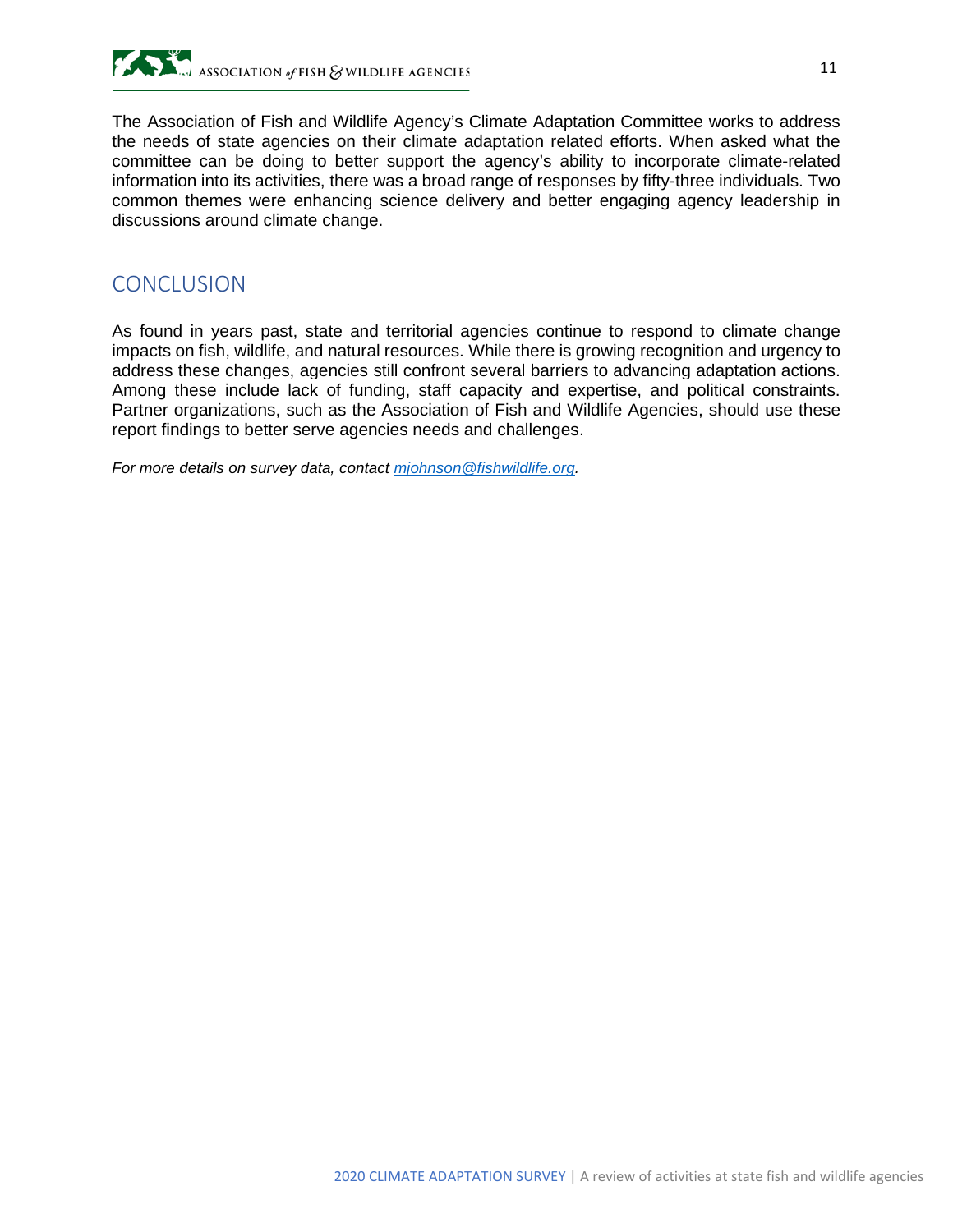The Association of Fish and Wildlife Agency's Climate Adaptation Committee works to address the needs of state agencies on their climate adaptation related efforts. When asked what the committee can be doing to better support the agency's ability to incorporate climate-related information into its activities, there was a broad range of responses by fifty-three individuals. Two common themes were enhancing science delivery and better engaging agency leadership in discussions around climate change.

## CONCLUSION

As found in years past, state and territorial agencies continue to respond to climate change impacts on fish, wildlife, and natural resources. While there is growing recognition and urgency to address these changes, agencies still confront several barriers to advancing adaptation actions. Among these include lack of funding, staff capacity and expertise, and political constraints. Partner organizations, such as the Association of Fish and Wildlife Agencies, should use these report findings to better serve agencies needs and challenges.

*For more details on survey data, contact mjohnson@fishwildlife.org.*